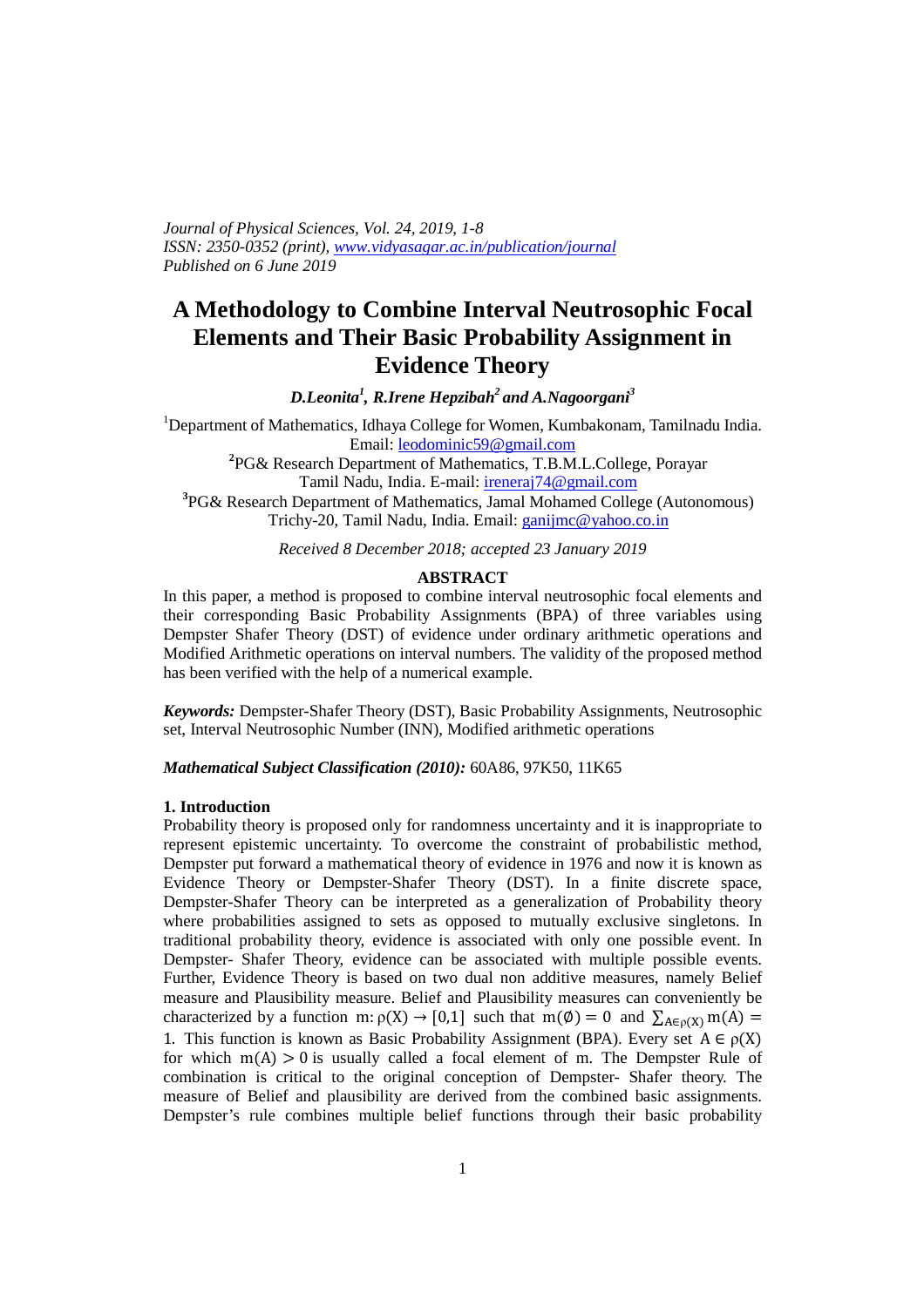*Journal of Physical Sciences, Vol. 24, 2019, 1-8*
*ISSN: 2350-0352 (print), www.vidyasagar.ac.in/publication/journal*
*Published on 6 June 2019*

# A Methodology to Combine Interval Neutrosophic Focal Elements and Their Basic Probability Assignment in Evidence Theory

***D.Leonita[1], R.Irene Hepzibah[2] and A.Nagoorgani[3]***

[1]Department of Mathematics, Idhaya College for Women, Kumbakonam, Tamilnadu India. Email: leodominic59@gmail.com

[2]PG& Research Department of Mathematics, T.B.M.L.College, Porayar Tamil Nadu, India. E-mail: ireneraj74@gmail.com

[3]PG& Research Department of Mathematics, Jamal Mohamed College (Autonomous) Trichy-20, Tamil Nadu, India. Email: ganijmc@yahoo.co.in

*Received 8 December 2018; accepted 23 January 2019*

**ABSTRACT**

In this paper, a method is proposed to combine interval neutrosophic focal elements and their corresponding Basic Probability Assignments (BPA) of three variables using Dempster Shafer Theory (DST) of evidence under ordinary arithmetic operations and Modified Arithmetic operations on interval numbers. The validity of the proposed method has been verified with the help of a numerical example.

***Keywords:*** Dempster-Shafer Theory (DST), Basic Probability Assignments, Neutrosophic set, Interval Neutrosophic Number (INN), Modified arithmetic operations

***Mathematical Subject Classification (2010):*** 60A86, 97K50, 11K65

### 1. Introduction

Probability theory is proposed only for randomness uncertainty and it is inappropriate to represent epistemic uncertainty. To overcome the constraint of probabilistic method, Dempster put forward a mathematical theory of evidence in 1976 and now it is known as Evidence Theory or Dempster-Shafer Theory (DST). In a finite discrete space, Dempster-Shafer Theory can be interpreted as a generalization of Probability theory where probabilities assigned to sets as opposed to mutually exclusive singletons. In traditional probability theory, evidence is associated with only one possible event. In Dempster- Shafer Theory, evidence can be associated with multiple possible events. Further, Evidence Theory is based on two dual non additive measures, namely Belief measure and Plausibility measure. Belief and Plausibility measures can conveniently be characterized by a function $m: \rho(X) \to [0,1]$ such that $m(\emptyset) = 0$ and $\sum_{A \in \rho(X)} m(A) = 1$. This function is known as Basic Probability Assignment (BPA). Every set $A \in \rho(X)$ for which $m(A) > 0$ is usually called a focal element of m. The Dempster Rule of combination is critical to the original conception of Dempster- Shafer theory. The measure of Belief and plausibility are derived from the combined basic assignments. Dempster's rule combines multiple belief functions through their basic probability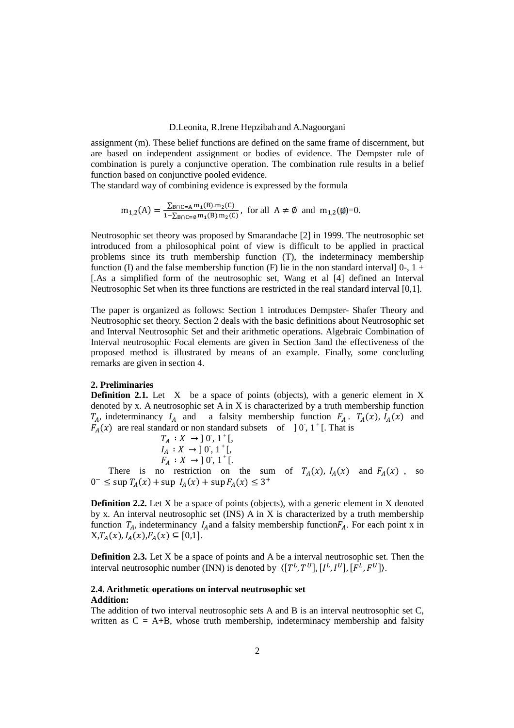assignment (m). These belief functions are defined on the same frame of discernment, but are based on independent assignment or bodies of evidence. The Dempster rule of combination is purely a conjunctive operation. The combination rule results in a belief function based on conjunctive pooled evidence.

The standard way of combining evidence is expressed by the formula

$$m_{1,2}(A) = \frac{\sum_{B \cap C = A} m_1(B).m_2(C)}{1 - \sum_{B \cap C = \emptyset} m_1(B).m_2(C)}, \text{ for all } A \neq \emptyset \text{ and } m_{1,2}(\emptyset) = 0.$$

Neutrosophic set theory was proposed by Smarandache [2] in 1999. The neutrosophic set introduced from a philosophical point of view is difficult to be applied in practical problems since its truth membership function (T), the indeterminacy membership function (I) and the false membership function (F) lie in the non standard interval] 0-, 1 + [.As a simplified form of the neutrosophic set, Wang et al [4] defined an Interval Neutrosophic Set when its three functions are restricted in the real standard interval [0,1].

The paper is organized as follows: Section 1 introduces Dempster- Shafer Theory and Neutrosophic set theory. Section 2 deals with the basic definitions about Neutrosophic set and Interval Neutrosophic Set and their arithmetic operations. Algebraic Combination of Interval neutrosophic Focal elements are given in Section 3and the effectiveness of the proposed method is illustrated by means of an example. Finally, some concluding remarks are given in section 4.

## 2. Preliminaries

**Definition 2.1.** Let X be a space of points (objects), with a generic element in X denoted by x. A neutrosophic set A in X is characterized by a truth membership function $T_A$, indeterminancy $I_A$ and a falsity membership function $F_A$. $T_A(x)$, $I_A(x)$ and $F_A(x)$ are real standard or non standard subsets of $]0^-, 1^+[$. That is

$$T_A : X \to ]0^-, 1^+[,$$
$$I_A : X \to ]0^-, 1^+[,$$
$$F_A : X \to ]0^-, 1^+[.$$

There is no restriction on the sum of $T_A(x)$, $I_A(x)$ and $F_A(x)$, so $0^- \leq \sup T_A(x) + \sup I_A(x) + \sup F_A(x) \leq 3^+$

**Definition 2.2.** Let X be a space of points (objects), with a generic element in X denoted by x. An interval neutrosophic set (INS) A in X is characterized by a truth membership function $T_A$, indeterminancy $I_A$and a falsity membership function$F_A$. For each point x in X,$T_A(x)$, $I_A(x)$,$F_A(x) \subseteq [0,1]$.

**Definition 2.3.** Let X be a space of points and A be a interval neutrosophic set. Then the interval neutrosophic number (INN) is denoted by $\langle [T^L, T^U], [I^L, I^U], [F^L, F^U] \rangle$.

### 2.4. Arithmetic operations on interval neutrosophic set

**Addition:**

The addition of two interval neutrosophic sets A and B is an interval neutrosophic set C, written as C = A+B, whose truth membership, indeterminacy membership and falsity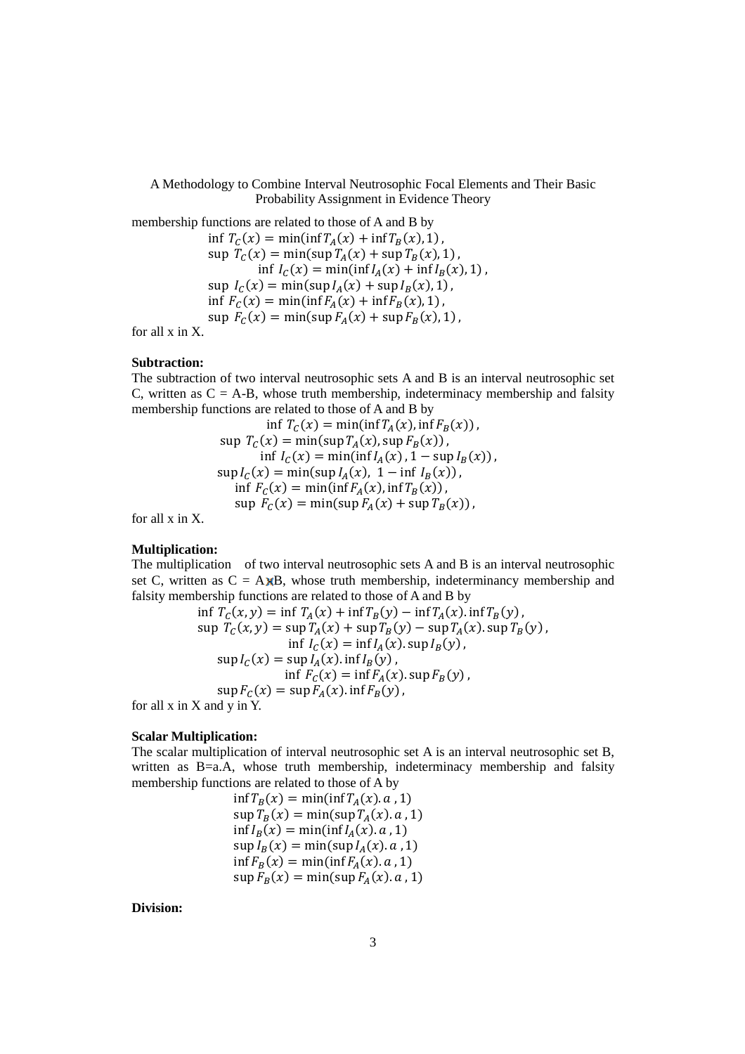membership functions are related to those of A and B by

$$\inf\ T_C(x) = \min(\inf T_A(x) + \inf T_B(x), 1)\ ,$$
$$\sup\ T_C(x) = \min(\sup T_A(x) + \sup T_B(x), 1)\ ,$$
$$\inf\ I_C(x) = \min(\inf I_A(x) + \inf I_B(x), 1)\ ,$$
$$\sup\ I_C(x) = \min(\sup I_A(x) + \sup I_B(x), 1)\ ,$$
$$\inf\ F_C(x) = \min(\inf F_A(x) + \inf F_B(x), 1)\ ,$$
$$\sup\ F_C(x) = \min(\sup F_A(x) + \sup F_B(x), 1)\ ,$$

for all x in X.

**Subtraction:**
The subtraction of two interval neutrosophic sets A and B is an interval neutrosophic set C, written as C = A-B, whose truth membership, indeterminacy membership and falsity membership functions are related to those of A and B by

$$\inf\ T_C(x) = \min(\inf T_A(x), \inf F_B(x))\ ,$$
$$\sup\ T_C(x) = \min(\sup T_A(x), \sup F_B(x))\ ,$$
$$\inf\ I_C(x) = \min(\inf I_A(x)\ , 1 - \sup I_B(x))\ ,$$
$$\sup I_C(x) = \min(\sup I_A(x),\ 1 - \inf\ I_B(x))\ ,$$
$$\inf\ F_C(x) = \min(\inf F_A(x), \inf T_B(x))\ ,$$
$$\sup\ F_C(x) = \min(\sup F_A(x) + \sup T_B(x))\ ,$$

for all x in X.

**Multiplication:**
The multiplication of two interval neutrosophic sets A and B is an interval neutrosophic set C, written as C = A×B, whose truth membership, indeterminancy membership and falsity membership functions are related to those of A and B by

$$\inf\ T_C(x,y) = \inf\ T_A(x) + \inf T_B(y) - \inf T_A(x). \inf T_B(y)\ ,$$
$$\sup\ T_C(x,y) = \sup T_A(x) + \sup T_B(y) - \sup T_A(x). \sup T_B(y)\ ,$$
$$\inf\ I_C(x) = \inf I_A(x). \sup I_B(y)\ ,$$
$$\sup I_C(x) = \sup I_A(x). \inf I_B(y)\ ,$$
$$\inf\ F_C(x) = \inf F_A(x). \sup F_B(y)\ ,$$
$$\sup F_C(x) = \sup F_A(x). \inf F_B(y)\ ,$$

for all x in X and y in Y.

**Scalar Multiplication:**
The scalar multiplication of interval neutrosophic set A is an interval neutrosophic set B, written as B=a.A, whose truth membership, indeterminacy membership and falsity membership functions are related to those of A by

$$\inf T_B(x) = \min(\inf T_A(x). a\ , 1)$$
$$\sup T_B(x) = \min(\sup T_A(x). a\ , 1)$$
$$\inf I_B(x) = \min(\inf I_A(x). a\ , 1)$$
$$\sup I_B(x) = \min(\sup I_A(x). a\ , 1)$$
$$\inf F_B(x) = \min(\inf F_A(x). a\ , 1)$$
$$\sup F_B(x) = \min(\sup F_A(x). a\ , 1)$$

**Division:**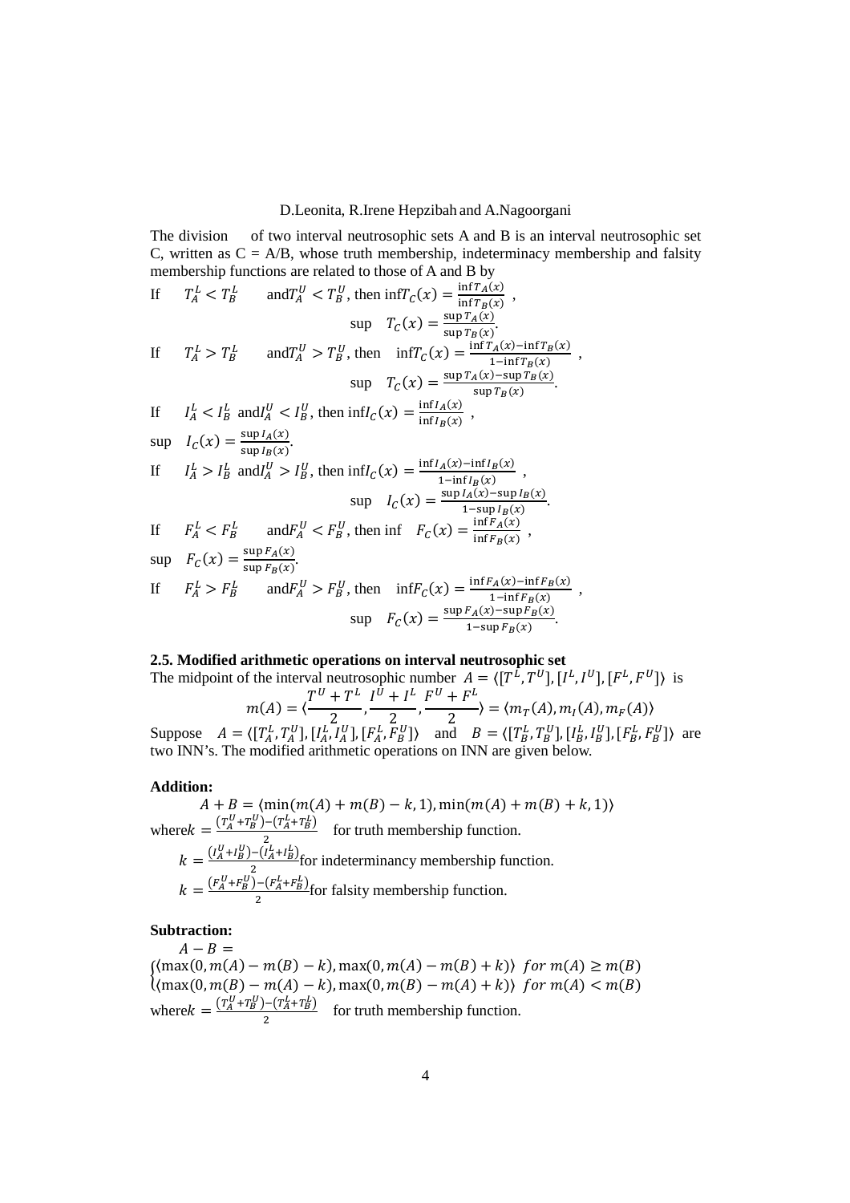The division of two interval neutrosophic sets A and B is an interval neutrosophic set C, written as C = A/B, whose truth membership, indeterminacy membership and falsity membership functions are related to those of A and B by

If $T_A^L < T_B^L$ and $T_A^U < T_B^U$, then $\inf T_C(x) = \frac{\inf T_A(x)}{\inf T_B(x)}$ ,

$$\sup \quad T_C(x) = \frac{\sup T_A(x)}{\sup T_B(x)}.$$

If $T_A^L > T_B^L$ and $T_A^U > T_B^U$, then $\inf T_C(x) = \frac{\inf T_A(x) - \inf T_B(x)}{1 - \inf T_B(x)}$ ,

$$\sup \quad T_C(x) = \frac{\sup T_A(x) - \sup T_B(x)}{\sup T_B(x)}.$$

If $I_A^L < I_B^L$ and $I_A^U < I_B^U$, then $\inf I_C(x) = \frac{\inf I_A(x)}{\inf I_B(x)}$ ,

$\sup \quad I_C(x) = \frac{\sup I_A(x)}{\sup I_B(x)}$.

If $I_A^L > I_B^L$ and $I_A^U > I_B^U$, then $\inf I_C(x) = \frac{\inf I_A(x) - \inf I_B(x)}{1 - \inf I_B(x)}$ ,

$$\sup \quad I_C(x) = \frac{\sup I_A(x) - \sup I_B(x)}{1 - \sup I_B(x)}.$$

If $F_A^L < F_B^L$ and $F_A^U < F_B^U$, then $\inf \quad F_C(x) = \frac{\inf F_A(x)}{\inf F_B(x)}$ ,

$\sup \quad F_C(x) = \frac{\sup F_A(x)}{\sup F_B(x)}$.

If $F_A^L > F_B^L$ and $F_A^U > F_B^U$, then $\inf F_C(x) = \frac{\inf F_A(x) - \inf F_B(x)}{1 - \inf F_B(x)}$ ,

$$\sup \quad F_C(x) = \frac{\sup F_A(x) - \sup F_B(x)}{1 - \sup F_B(x)}.$$

### 2.5. Modified arithmetic operations on interval neutrosophic set

The midpoint of the interval neutrosophic number $A = \langle [T^L, T^U], [I^L, I^U], [F^L, F^U] \rangle$ is

$$m(A) = \langle \frac{T^U + T^L}{2}, \frac{I^U + I^L}{2}, \frac{F^U + F^L}{2} \rangle = \langle m_T(A), m_I(A), m_F(A) \rangle$$

Suppose $A = \langle [T_A^L, T_A^U], [I_A^L, I_A^U], [F_A^L, F_A^U] \rangle$ and $B = \langle [T_B^L, T_B^U], [I_B^L, I_B^U], [F_B^L, F_B^U] \rangle$ are two INN's. The modified arithmetic operations on INN are given below.

**Addition:**

$$A + B = \langle \min(m(A) + m(B) - k, 1), \min(m(A) + m(B) + k, 1) \rangle$$

where $k = \frac{(T_A^U + T_B^U) - (T_A^L + T_B^L)}{2}$ for truth membership function.

$k = \frac{(I_A^U + I_B^U) - (I_A^L + I_B^L)}{2}$ for indeterminancy membership function.

$k = \frac{(F_A^U + F_B^U) - (F_A^L + F_B^L)}{2}$ for falsity membership function.

**Subtraction:**

$$A - B = \begin{cases} \langle \max(0, m(A) - m(B) - k), \max(0, m(A) - m(B) + k) \rangle & for\ m(A) \geq m(B) \\ \langle \max(0, m(B) - m(A) - k), \max(0, m(B) - m(A) + k) \rangle & for\ m(A) < m(B) \end{cases}$$

where $k = \frac{(T_A^U + T_B^U) - (T_A^L + T_B^L)}{2}$ for truth membership function.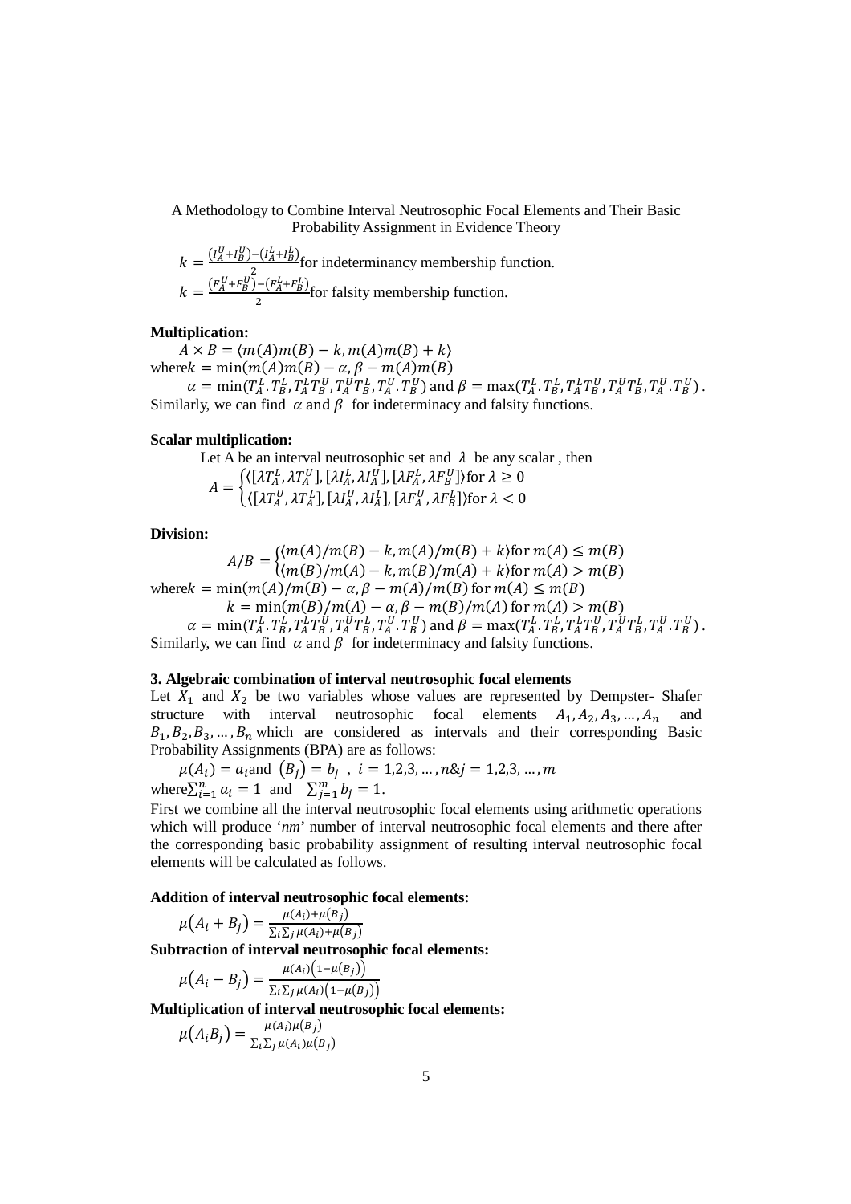$$k = \frac{(I_A^U + I_B^U) - (I_A^L + I_B^L)}{2}$$ for indeterminancy membership function.

$$k = \frac{(F_A^U + F_B^U) - (F_A^L + F_B^L)}{2}$$ for falsity membership function.

**Multiplication:**

$$A \times B = \langle m(A)m(B) - k, m(A)m(B) + k \rangle$$

where $k = \min(m(A)m(B) - \alpha, \beta - m(A)m(B)$

$$\alpha = \min(T_A^L.T_B^L, T_A^L T_B^U, T_A^U T_B^L, T_A^U.T_B^U) \text{ and } \beta = \max(T_A^L.T_B^L, T_A^L T_B^U, T_A^U T_B^L, T_A^U.T_B^U).$$

Similarly, we can find $\alpha$ and $\beta$ for indeterminacy and falsity functions.

**Scalar multiplication:**

Let A be an interval neutrosophic set and $\lambda$ be any scalar , then

$$A = \begin{cases} \langle [\lambda T_A^L, \lambda T_A^U], [\lambda I_A^L, \lambda I_A^U], [\lambda F_A^L, \lambda F_B^U] \rangle \text{for } \lambda \geq 0 \\ \langle [\lambda T_A^U, \lambda T_A^L], [\lambda I_A^U, \lambda I_A^L], [\lambda F_A^U, \lambda F_B^L] \rangle \text{for } \lambda < 0 \end{cases}$$

**Division:**

$$A/B = \begin{cases} \langle m(A)/m(B) - k, m(A)/m(B) + k \rangle \text{for } m(A) \leq m(B) \\ \langle m(B)/m(A) - k, m(B)/m(A) + k \rangle \text{for } m(A) > m(B) \end{cases}$$

where $k = \min(m(A)/m(B) - \alpha, \beta - m(A)/m(B)$ for $m(A) \leq m(B)$

$$k = \min(m(B)/m(A) - \alpha, \beta - m(B)/m(A) \text{ for } m(A) > m(B)$$

$$\alpha = \min(T_A^L.T_B^L, T_A^L T_B^U, T_A^U T_B^L, T_A^U.T_B^U) \text{ and } \beta = \max(T_A^L.T_B^L, T_A^L T_B^U, T_A^U T_B^L, T_A^U.T_B^U).$$

Similarly, we can find $\alpha$ and $\beta$ for indeterminacy and falsity functions.

**3. Algebraic combination of interval neutrosophic focal elements**

Let $X_1$ and $X_2$ be two variables whose values are represented by Dempster- Shafer structure with interval neutrosophic focal elements $A_1, A_2, A_3, \dots, A_n$ and $B_1, B_2, B_3, \dots, B_n$ which are considered as intervals and their corresponding Basic Probability Assignments (BPA) are as follows:

$$\mu(A_i) = a_i \text{and } (B_j) = b_j \text{ , } i = 1,2,3, \dots, n \& j = 1,2,3, \dots, m$$

where $\sum_{i=1}^{n} a_i = 1$ and $\sum_{j=1}^{m} b_j = 1$.

First we combine all the interval neutrosophic focal elements using arithmetic operations which will produce '*nm*' number of interval neutrosophic focal elements and there after the corresponding basic probability assignment of resulting interval neutrosophic focal elements will be calculated as follows.

**Addition of interval neutrosophic focal elements:**

$$\mu(A_i + B_j) = \frac{\mu(A_i) + \mu(B_j)}{\sum_i \sum_j \mu(A_i) + \mu(B_j)}$$

**Subtraction of interval neutrosophic focal elements:**

$$\mu(A_i - B_j) = \frac{\mu(A_i)\left(1 - \mu(B_j)\right)}{\sum_i \sum_j \mu(A_i)\left(1 - \mu(B_j)\right)}$$

**Multiplication of interval neutrosophic focal elements:**

$$\mu(A_i B_j) = \frac{\mu(A_i)\mu(B_j)}{\sum_i \sum_j \mu(A_i)\mu(B_j)}$$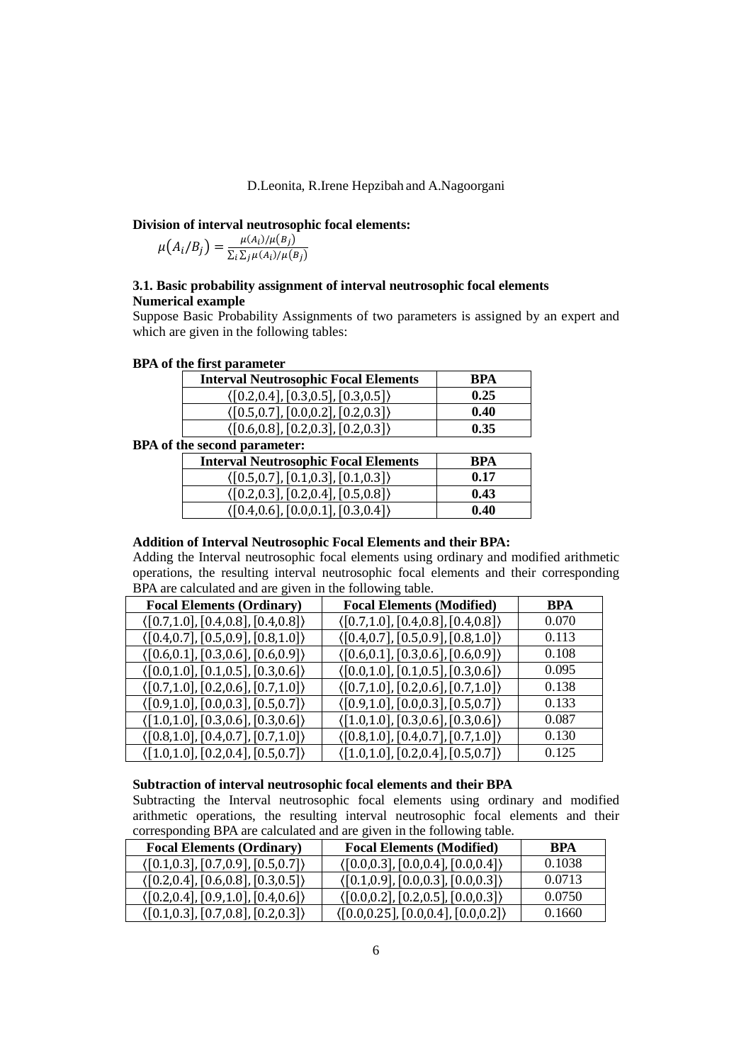**Division of interval neutrosophic focal elements:**

$$\mu\left(A_i/B_j\right) = \frac{\mu(A_i)/\mu(B_j)}{\sum_i \sum_j \mu(A_i)/\mu(B_j)}$$

**3.1. Basic probability assignment of interval neutrosophic focal elements**

**Numerical example**

Suppose Basic Probability Assignments of two parameters is assigned by an expert and which are given in the following tables:

**BPA of the first parameter**

| Interval Neutrosophic Focal Elements | BPA |
|---|---|
| ⟨[0.2,0.4], [0.3,0.5], [0.3,0.5]⟩ | **0.25** |
| ⟨[0.5,0.7], [0.0,0.2], [0.2,0.3]⟩ | **0.40** |
| ⟨[0.6,0.8], [0.2,0.3], [0.2,0.3]⟩ | **0.35** |

**BPA of the second parameter:**

| Interval Neutrosophic Focal Elements | BPA |
|---|---|
| ⟨[0.5,0.7], [0.1,0.3], [0.1,0.3]⟩ | **0.17** |
| ⟨[0.2,0.3], [0.2,0.4], [0.5,0.8]⟩ | **0.43** |
| ⟨[0.4,0.6], [0.0,0.1], [0.3,0.4]⟩ | **0.40** |

**Addition of Interval Neutrosophic Focal Elements and their BPA:**

Adding the Interval neutrosophic focal elements using ordinary and modified arithmetic operations, the resulting interval neutrosophic focal elements and their corresponding BPA are calculated and are given in the following table.

| Focal Elements (Ordinary) | Focal Elements (Modified) | BPA |
|---|---|---|
| ⟨[0.7,1.0], [0.4,0.8], [0.4,0.8]⟩ | ⟨[0.7,1.0], [0.4,0.8], [0.4,0.8]⟩ | 0.070 |
| ⟨[0.4,0.7], [0.5,0.9], [0.8,1.0]⟩ | ⟨[0.4,0.7], [0.5,0.9], [0.8,1.0]⟩ | 0.113 |
| ⟨[0.6,0.1], [0.3,0.6], [0.6,0.9]⟩ | ⟨[0.6,0.1], [0.3,0.6], [0.6,0.9]⟩ | 0.108 |
| ⟨[0.0,1.0], [0.1,0.5], [0.3,0.6]⟩ | ⟨[0.0,1.0], [0.1,0.5], [0.3,0.6]⟩ | 0.095 |
| ⟨[0.7,1.0], [0.2,0.6], [0.7,1.0]⟩ | ⟨[0.7,1.0], [0.2,0.6], [0.7,1.0]⟩ | 0.138 |
| ⟨[0.9,1.0], [0.0,0.3], [0.5,0.7]⟩ | ⟨[0.9,1.0], [0.0,0.3], [0.5,0.7]⟩ | 0.133 |
| ⟨[1.0,1.0], [0.3,0.6], [0.3,0.6]⟩ | ⟨[1.0,1.0], [0.3,0.6], [0.3,0.6]⟩ | 0.087 |
| ⟨[0.8,1.0], [0.4,0.7], [0.7,1.0]⟩ | ⟨[0.8,1.0], [0.4,0.7], [0.7,1.0]⟩ | 0.130 |
| ⟨[1.0,1.0], [0.2,0.4], [0.5,0.7]⟩ | ⟨[1.0,1.0], [0.2,0.4], [0.5,0.7]⟩ | 0.125 |

**Subtraction of interval neutrosophic focal elements and their BPA**

Subtracting the Interval neutrosophic focal elements using ordinary and modified arithmetic operations, the resulting interval neutrosophic focal elements and their corresponding BPA are calculated and are given in the following table.

| Focal Elements (Ordinary) | Focal Elements (Modified) | BPA |
|---|---|---|
| ⟨[0.1,0.3], [0.7,0.9], [0.5,0.7]⟩ | ⟨[0.0,0.3], [0.0,0.4], [0.0,0.4]⟩ | 0.1038 |
| ⟨[0.2,0.4], [0.6,0.8], [0.3,0.5]⟩ | ⟨[0.1,0.9], [0.0,0.3], [0.0,0.3]⟩ | 0.0713 |
| ⟨[0.2,0.4], [0.9,1.0], [0.4,0.6]⟩ | ⟨[0.0,0.2], [0.2,0.5], [0.0,0.3]⟩ | 0.0750 |
| ⟨[0.1,0.3], [0.7,0.8], [0.2,0.3]⟩ | ⟨[0.0,0.25], [0.0,0.4], [0.0,0.2]⟩ | 0.1660 |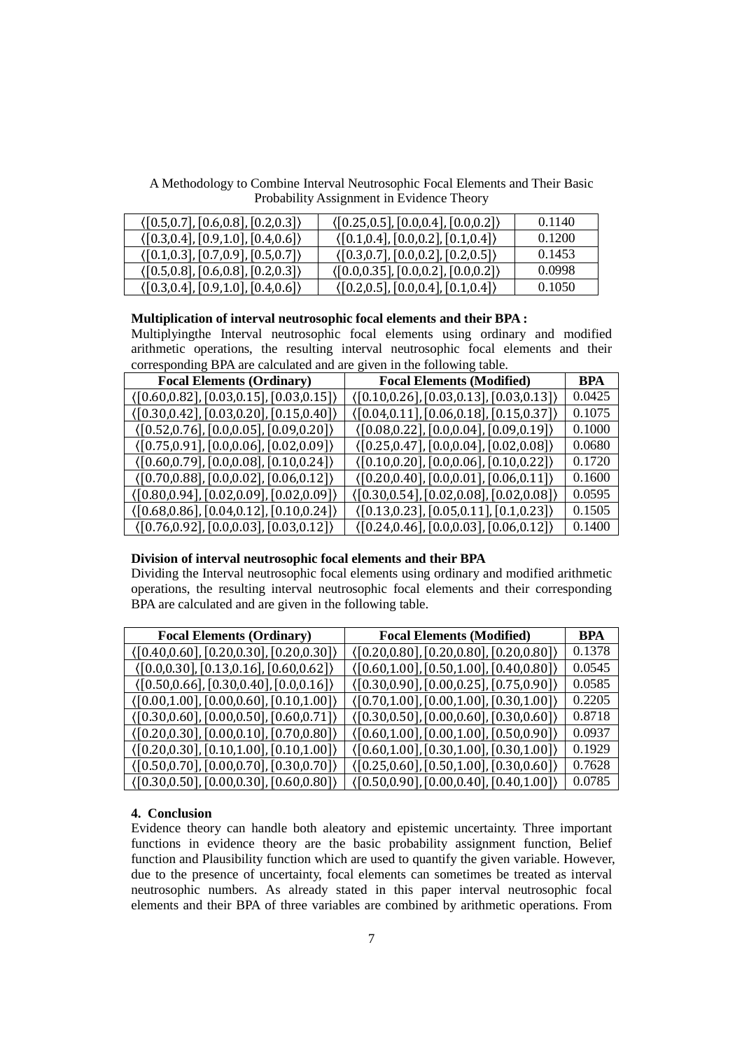| | | |
|---|---|---|
| ⟨[0.5,0.7], [0.6,0.8], [0.2,0.3]⟩ | ⟨[0.25,0.5], [0.0,0.4], [0.0,0.2]⟩ | 0.1140 |
| ⟨[0.3,0.4], [0.9,1.0], [0.4,0.6]⟩ | ⟨[0.1,0.4], [0.0,0.2], [0.1,0.4]⟩ | 0.1200 |
| ⟨[0.1,0.3], [0.7,0.9], [0.5,0.7]⟩ | ⟨[0.3,0.7], [0.0,0.2], [0.2,0.5]⟩ | 0.1453 |
| ⟨[0.5,0.8], [0.6,0.8], [0.2,0.3]⟩ | ⟨[0.0,0.35], [0.0,0.2], [0.0,0.2]⟩ | 0.0998 |
| ⟨[0.3,0.4], [0.9,1.0], [0.4,0.6]⟩ | ⟨[0.2,0.5], [0.0,0.4], [0.1,0.4]⟩ | 0.1050 |

**Multiplication of interval neutrosophic focal elements and their BPA :**

Multiplyingthe Interval neutrosophic focal elements using ordinary and modified arithmetic operations, the resulting interval neutrosophic focal elements and their corresponding BPA are calculated and are given in the following table.

| Focal Elements (Ordinary) | Focal Elements (Modified) | BPA |
|---|---|---|
| ⟨[0.60,0.82], [0.03,0.15], [0.03,0.15]⟩ | ⟨[0.10,0.26], [0.03,0.13], [0.03,0.13]⟩ | 0.0425 |
| ⟨[0.30,0.42], [0.03,0.20], [0.15,0.40]⟩ | ⟨[0.04,0.11], [0.06,0.18], [0.15,0.37]⟩ | 0.1075 |
| ⟨[0.52,0.76], [0.0,0.05], [0.09,0.20]⟩ | ⟨[0.08,0.22], [0.0,0.04], [0.09,0.19]⟩ | 0.1000 |
| ⟨[0.75,0.91], [0.0,0.06], [0.02,0.09]⟩ | ⟨[0.25,0.47], [0.0,0.04], [0.02,0.08]⟩ | 0.0680 |
| ⟨[0.60,0.79], [0.0,0.08], [0.10,0.24]⟩ | ⟨[0.10,0.20], [0.0,0.06], [0.10,0.22]⟩ | 0.1720 |
| ⟨[0.70,0.88], [0.0,0.02], [0.06,0.12]⟩ | ⟨[0.20,0.40], [0.0,0.01], [0.06,0.11]⟩ | 0.1600 |
| ⟨[0.80,0.94], [0.02,0.09], [0.02,0.09]⟩ | ⟨[0.30,0.54], [0.02,0.08], [0.02,0.08]⟩ | 0.0595 |
| ⟨[0.68,0.86], [0.04,0.12], [0.10,0.24]⟩ | ⟨[0.13,0.23], [0.05,0.11], [0.1,0.23]⟩ | 0.1505 |
| ⟨[0.76,0.92], [0.0,0.03], [0.03,0.12]⟩ | ⟨[0.24,0.46], [0.0,0.03], [0.06,0.12]⟩ | 0.1400 |

**Division of interval neutrosophic focal elements and their BPA**

Dividing the Interval neutrosophic focal elements using ordinary and modified arithmetic operations, the resulting interval neutrosophic focal elements and their corresponding BPA are calculated and are given in the following table.

| Focal Elements (Ordinary) | Focal Elements (Modified) | BPA |
|---|---|---|
| ⟨[0.40,0.60], [0.20,0.30], [0.20,0.30]⟩ | ⟨[0.20,0.80], [0.20,0.80], [0.20,0.80]⟩ | 0.1378 |
| ⟨[0.0,0.30], [0.13,0.16], [0.60,0.62]⟩ | ⟨[0.60,1.00], [0.50,1.00], [0.40,0.80]⟩ | 0.0545 |
| ⟨[0.50,0.66], [0.30,0.40], [0.0,0.16]⟩ | ⟨[0.30,0.90], [0.00,0.25], [0.75,0.90]⟩ | 0.0585 |
| ⟨[0.00,1.00], [0.00,0.60], [0.10,1.00]⟩ | ⟨[0.70,1.00], [0.00,1.00], [0.30,1.00]⟩ | 0.2205 |
| ⟨[0.30,0.60], [0.00,0.50], [0.60,0.71]⟩ | ⟨[0.30,0.50], [0.00,0.60], [0.30,0.60]⟩ | 0.8718 |
| ⟨[0.20,0.30], [0.00,0.10], [0.70,0.80]⟩ | ⟨[0.60,1.00], [0.00,1.00], [0.50,0.90]⟩ | 0.0937 |
| ⟨[0.20,0.30], [0.10,1.00], [0.10,1.00]⟩ | ⟨[0.60,1.00], [0.30,1.00], [0.30,1.00]⟩ | 0.1929 |
| ⟨[0.50,0.70], [0.00,0.70], [0.30,0.70]⟩ | ⟨[0.25,0.60], [0.50,1.00], [0.30,0.60]⟩ | 0.7628 |
| ⟨[0.30,0.50], [0.00,0.30], [0.60,0.80]⟩ | ⟨[0.50,0.90], [0.00,0.40], [0.40,1.00]⟩ | 0.0785 |

## 4. Conclusion

Evidence theory can handle both aleatory and epistemic uncertainty. Three important functions in evidence theory are the basic probability assignment function, Belief function and Plausibility function which are used to quantify the given variable. However, due to the presence of uncertainty, focal elements can sometimes be treated as interval neutrosophic numbers. As already stated in this paper interval neutrosophic focal elements and their BPA of three variables are combined by arithmetic operations. From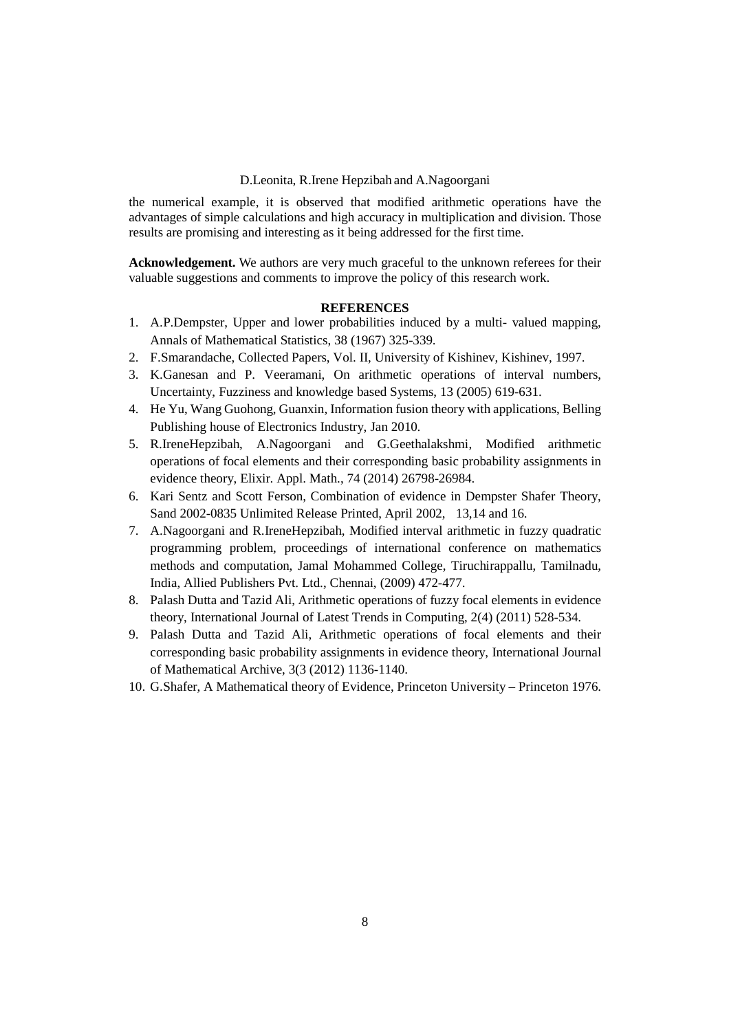the numerical example, it is observed that modified arithmetic operations have the advantages of simple calculations and high accuracy in multiplication and division. Those results are promising and interesting as it being addressed for the first time.

**Acknowledgement.** We authors are very much graceful to the unknown referees for their valuable suggestions and comments to improve the policy of this research work.

## REFERENCES

1. A.P.Dempster, Upper and lower probabilities induced by a multi- valued mapping, Annals of Mathematical Statistics, 38 (1967) 325-339.
2. F.Smarandache, Collected Papers, Vol. II, University of Kishinev, Kishinev, 1997.
3. K.Ganesan and P. Veeramani, On arithmetic operations of interval numbers, Uncertainty, Fuzziness and knowledge based Systems, 13 (2005) 619-631.
4. He Yu, Wang Guohong, Guanxin, Information fusion theory with applications, Belling Publishing house of Electronics Industry, Jan 2010.
5. R.IreneHepzibah, A.Nagoorgani and G.Geethalakshmi, Modified arithmetic operations of focal elements and their corresponding basic probability assignments in evidence theory, Elixir. Appl. Math., 74 (2014) 26798-26984.
6. Kari Sentz and Scott Ferson, Combination of evidence in Dempster Shafer Theory, Sand 2002-0835 Unlimited Release Printed, April 2002, 13,14 and 16.
7. A.Nagoorgani and R.IreneHepzibah, Modified interval arithmetic in fuzzy quadratic programming problem, proceedings of international conference on mathematics methods and computation, Jamal Mohammed College, Tiruchirappallu, Tamilnadu, India, Allied Publishers Pvt. Ltd., Chennai, (2009) 472-477.
8. Palash Dutta and Tazid Ali, Arithmetic operations of fuzzy focal elements in evidence theory, International Journal of Latest Trends in Computing, 2(4) (2011) 528-534.
9. Palash Dutta and Tazid Ali, Arithmetic operations of focal elements and their corresponding basic probability assignments in evidence theory, International Journal of Mathematical Archive, 3(3 (2012) 1136-1140.
10. G.Shafer, A Mathematical theory of Evidence, Princeton University – Princeton 1976.